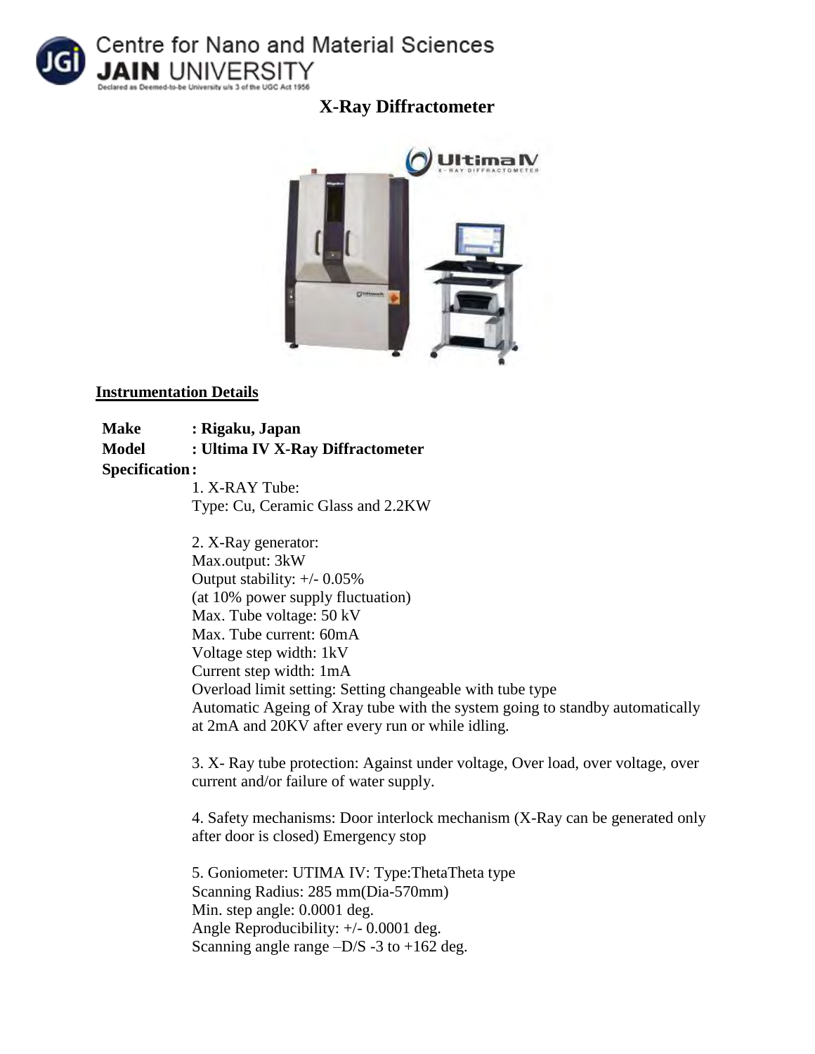Centre for Nano and Material Sciences
**JAIN UNIVERSITY**
Declared as Deemed-to-be University u/s 3 of the UGC Act 1956

# X-Ray Diffractometer

## Instrumentation Details

**Make : Rigaku, Japan**
**Model : Ultima IV X-Ray Diffractometer**
**Specification :**

1. X-RAY Tube:
Type: Cu, Ceramic Glass and 2.2KW

2. X-Ray generator:
Max.output: 3kW
Output stability: +/- 0.05%
(at 10% power supply fluctuation)
Max. Tube voltage: 50 kV
Max. Tube current: 60mA
Voltage step width: 1kV
Current step width: 1mA
Overload limit setting: Setting changeable with tube type
Automatic Ageing of Xray tube with the system going to standby automatically at 2mA and 20KV after every run or while idling.

3. X- Ray tube protection: Against under voltage, Over load, over voltage, over current and/or failure of water supply.

4. Safety mechanisms: Door interlock mechanism (X-Ray can be generated only after door is closed) Emergency stop

5. Goniometer: UTIMA IV: Type:ThetaTheta type
Scanning Radius: 285 mm(Dia-570mm)
Min. step angle: 0.0001 deg.
Angle Reproducibility: +/- 0.0001 deg.
Scanning angle range –D/S -3 to +162 deg.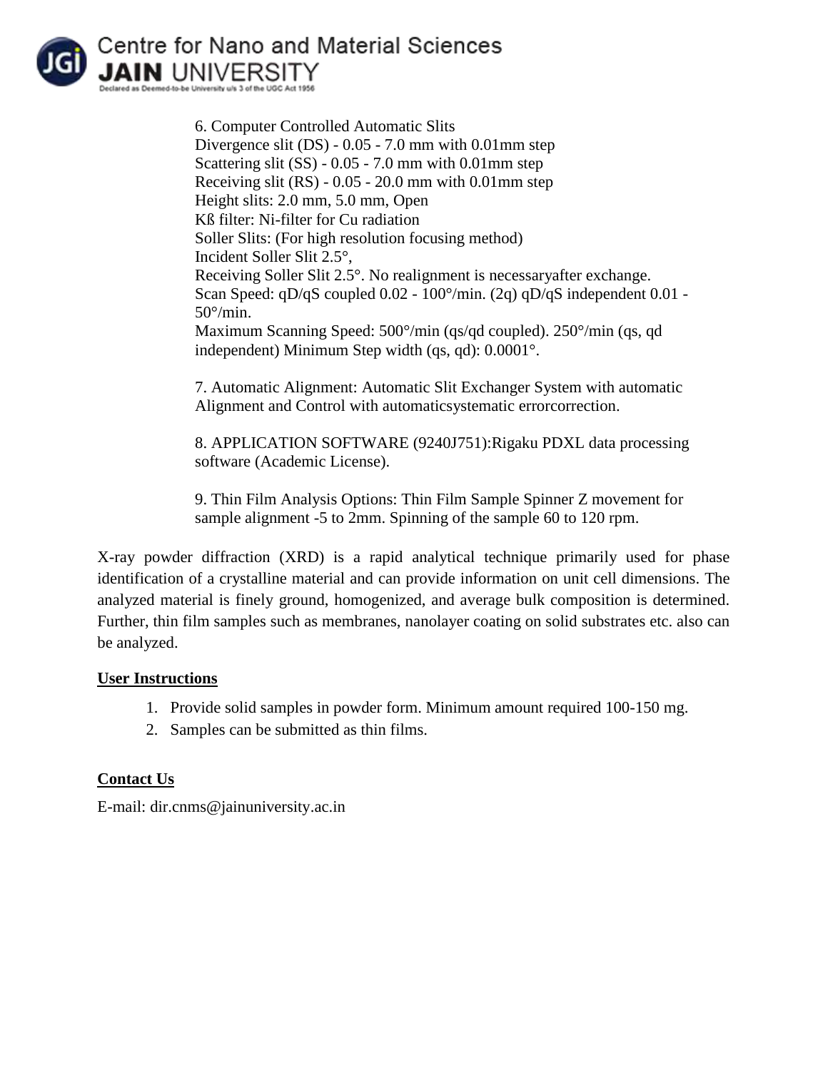6. Computer Controlled Automatic Slits
Divergence slit (DS) - 0.05 - 7.0 mm with 0.01mm step
Scattering slit (SS) - 0.05 - 7.0 mm with 0.01mm step
Receiving slit (RS) - 0.05 - 20.0 mm with 0.01mm step
Height slits: 2.0 mm, 5.0 mm, Open
Kß filter: Ni-filter for Cu radiation
Soller Slits: (For high resolution focusing method)
Incident Soller Slit 2.5°,
Receiving Soller Slit 2.5°. No realignment is necessaryafter exchange.
Scan Speed: qD/qS coupled 0.02 - 100°/min. (2q) qD/qS independent 0.01 - 50°/min.
Maximum Scanning Speed: 500°/min (qs/qd coupled). 250°/min (qs, qd independent) Minimum Step width (qs, qd): 0.0001°.

7. Automatic Alignment: Automatic Slit Exchanger System with automatic Alignment and Control with automaticsystematic errorcorrection.

8. APPLICATION SOFTWARE (9240J751):Rigaku PDXL data processing software (Academic License).

9. Thin Film Analysis Options: Thin Film Sample Spinner Z movement for sample alignment -5 to 2mm. Spinning of the sample 60 to 120 rpm.

X-ray powder diffraction (XRD) is a rapid analytical technique primarily used for phase identification of a crystalline material and can provide information on unit cell dimensions. The analyzed material is finely ground, homogenized, and average bulk composition is determined. Further, thin film samples such as membranes, nanolayer coating on solid substrates etc. also can be analyzed.

**User Instructions**

1. Provide solid samples in powder form. Minimum amount required 100-150 mg.
2. Samples can be submitted as thin films.

**Contact Us**

E-mail: dir.cnms@jainuniversity.ac.in